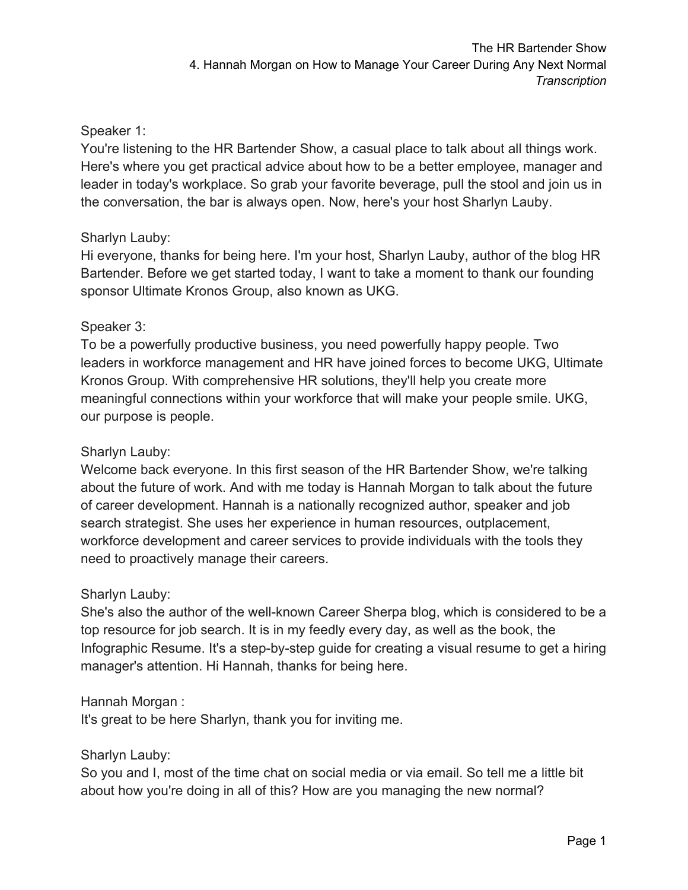Speaker 1:
You're listening to the HR Bartender Show, a casual place to talk about all things work. Here's where you get practical advice about how to be a better employee, manager and leader in today's workplace. So grab your favorite beverage, pull the stool and join us in the conversation, the bar is always open. Now, here's your host Sharlyn Lauby.

Sharlyn Lauby:
Hi everyone, thanks for being here. I'm your host, Sharlyn Lauby, author of the blog HR Bartender. Before we get started today, I want to take a moment to thank our founding sponsor Ultimate Kronos Group, also known as UKG.

Speaker 3:
To be a powerfully productive business, you need powerfully happy people. Two leaders in workforce management and HR have joined forces to become UKG, Ultimate Kronos Group. With comprehensive HR solutions, they'll help you create more meaningful connections within your workforce that will make your people smile. UKG, our purpose is people.

Sharlyn Lauby:
Welcome back everyone. In this first season of the HR Bartender Show, we're talking about the future of work. And with me today is Hannah Morgan to talk about the future of career development. Hannah is a nationally recognized author, speaker and job search strategist. She uses her experience in human resources, outplacement, workforce development and career services to provide individuals with the tools they need to proactively manage their careers.

Sharlyn Lauby:
She's also the author of the well-known Career Sherpa blog, which is considered to be a top resource for job search. It is in my feedly every day, as well as the book, the Infographic Resume. It's a step-by-step guide for creating a visual resume to get a hiring manager's attention. Hi Hannah, thanks for being here.

Hannah Morgan :
It's great to be here Sharlyn, thank you for inviting me.

Sharlyn Lauby:
So you and I, most of the time chat on social media or via email. So tell me a little bit about how you're doing in all of this? How are you managing the new normal?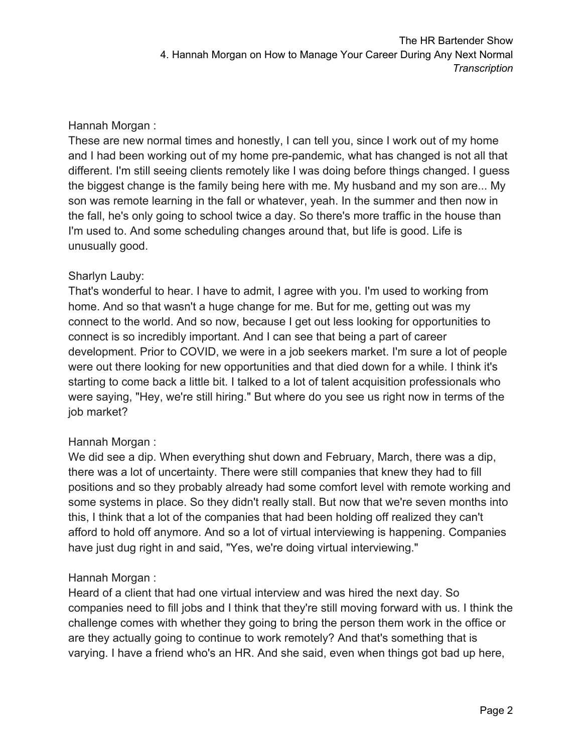Hannah Morgan :
These are new normal times and honestly, I can tell you, since I work out of my home and I had been working out of my home pre-pandemic, what has changed is not all that different. I'm still seeing clients remotely like I was doing before things changed. I guess the biggest change is the family being here with me. My husband and my son are... My son was remote learning in the fall or whatever, yeah. In the summer and then now in the fall, he's only going to school twice a day. So there's more traffic in the house than I'm used to. And some scheduling changes around that, but life is good. Life is unusually good.

Sharlyn Lauby:
That's wonderful to hear. I have to admit, I agree with you. I'm used to working from home. And so that wasn't a huge change for me. But for me, getting out was my connect to the world. And so now, because I get out less looking for opportunities to connect is so incredibly important. And I can see that being a part of career development. Prior to COVID, we were in a job seekers market. I'm sure a lot of people were out there looking for new opportunities and that died down for a while. I think it's starting to come back a little bit. I talked to a lot of talent acquisition professionals who were saying, "Hey, we're still hiring." But where do you see us right now in terms of the job market?

Hannah Morgan :
We did see a dip. When everything shut down and February, March, there was a dip, there was a lot of uncertainty. There were still companies that knew they had to fill positions and so they probably already had some comfort level with remote working and some systems in place. So they didn't really stall. But now that we're seven months into this, I think that a lot of the companies that had been holding off realized they can't afford to hold off anymore. And so a lot of virtual interviewing is happening. Companies have just dug right in and said, "Yes, we're doing virtual interviewing."

Hannah Morgan :
Heard of a client that had one virtual interview and was hired the next day. So companies need to fill jobs and I think that they're still moving forward with us. I think the challenge comes with whether they going to bring the person them work in the office or are they actually going to continue to work remotely? And that's something that is varying. I have a friend who's an HR. And she said, even when things got bad up here,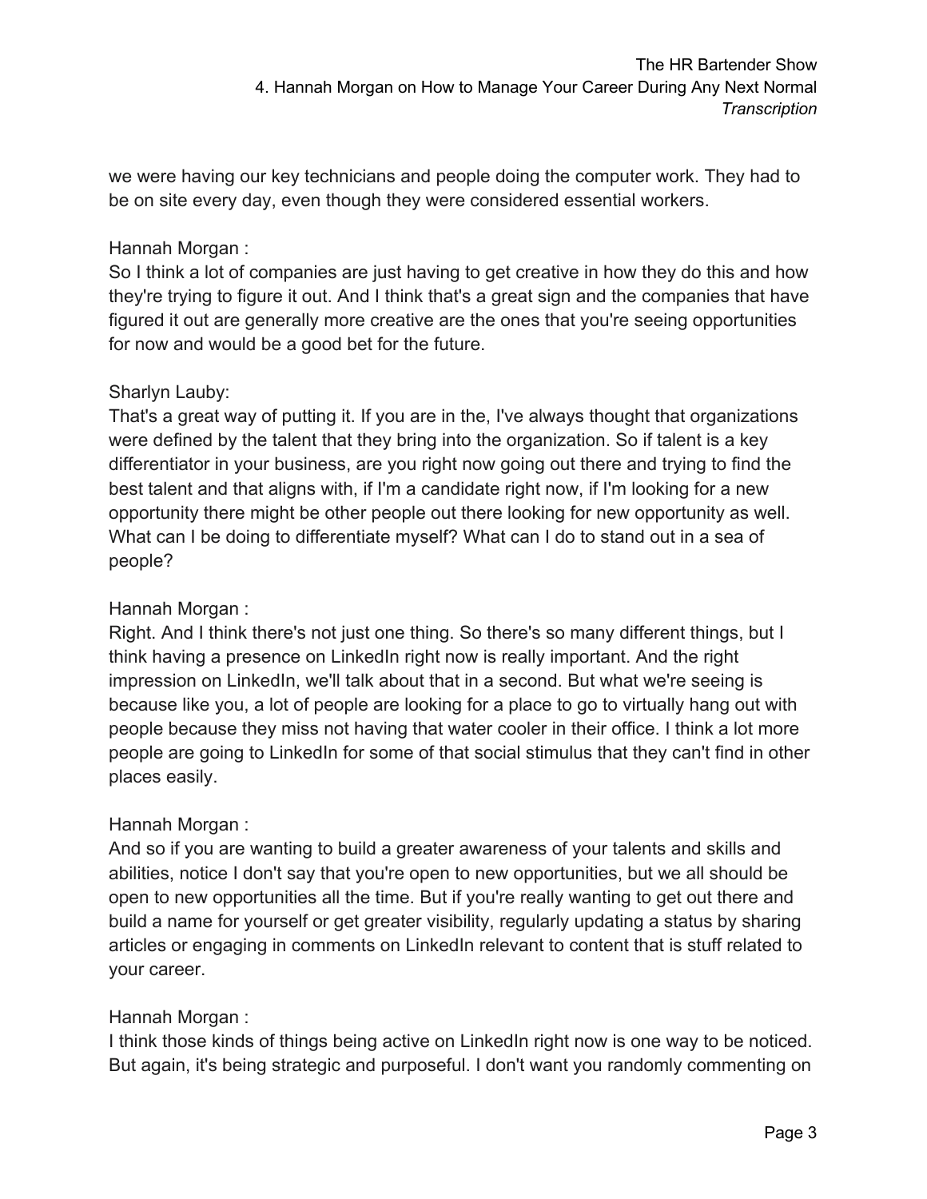we were having our key technicians and people doing the computer work. They had to be on site every day, even though they were considered essential workers.

Hannah Morgan :
So I think a lot of companies are just having to get creative in how they do this and how they're trying to figure it out. And I think that's a great sign and the companies that have figured it out are generally more creative are the ones that you're seeing opportunities for now and would be a good bet for the future.

Sharlyn Lauby:
That's a great way of putting it. If you are in the, I've always thought that organizations were defined by the talent that they bring into the organization. So if talent is a key differentiator in your business, are you right now going out there and trying to find the best talent and that aligns with, if I'm a candidate right now, if I'm looking for a new opportunity there might be other people out there looking for new opportunity as well. What can I be doing to differentiate myself? What can I do to stand out in a sea of people?

Hannah Morgan :
Right. And I think there's not just one thing. So there's so many different things, but I think having a presence on LinkedIn right now is really important. And the right impression on LinkedIn, we'll talk about that in a second. But what we're seeing is because like you, a lot of people are looking for a place to go to virtually hang out with people because they miss not having that water cooler in their office. I think a lot more people are going to LinkedIn for some of that social stimulus that they can't find in other places easily.

Hannah Morgan :
And so if you are wanting to build a greater awareness of your talents and skills and abilities, notice I don't say that you're open to new opportunities, but we all should be open to new opportunities all the time. But if you're really wanting to get out there and build a name for yourself or get greater visibility, regularly updating a status by sharing articles or engaging in comments on LinkedIn relevant to content that is stuff related to your career.

Hannah Morgan :
I think those kinds of things being active on LinkedIn right now is one way to be noticed. But again, it's being strategic and purposeful. I don't want you randomly commenting on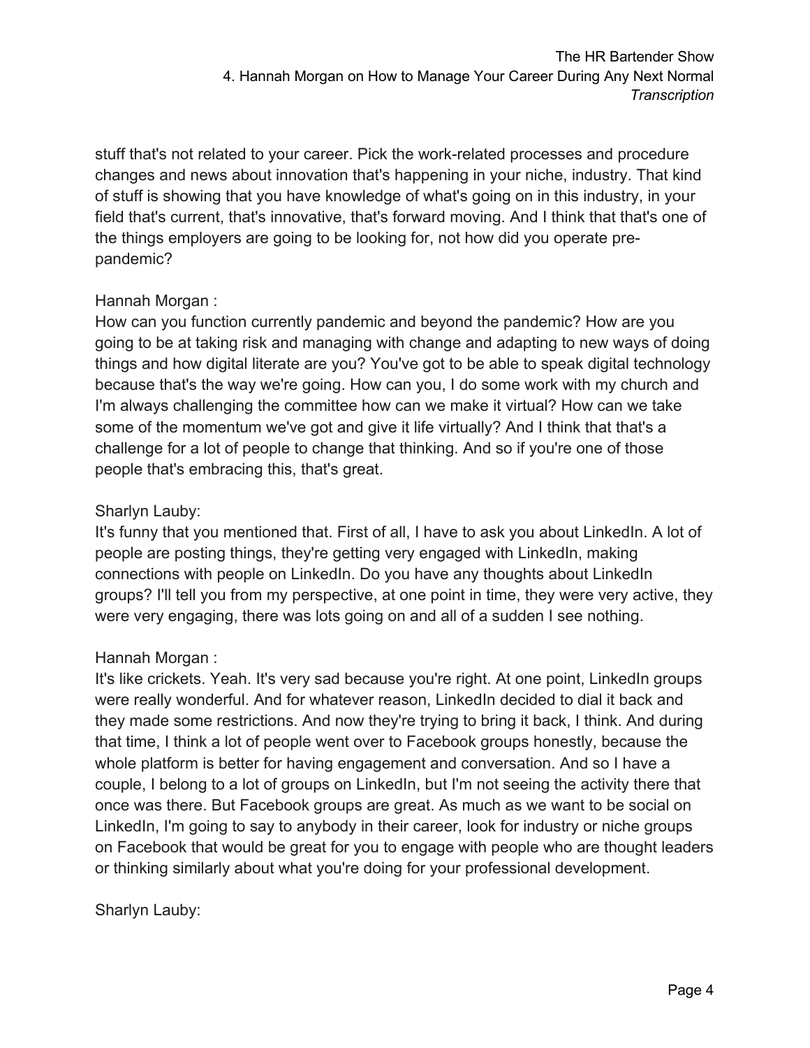stuff that's not related to your career. Pick the work-related processes and procedure changes and news about innovation that's happening in your niche, industry. That kind of stuff is showing that you have knowledge of what's going on in this industry, in your field that's current, that's innovative, that's forward moving. And I think that that's one of the things employers are going to be looking for, not how did you operate pre-pandemic?

Hannah Morgan :

How can you function currently pandemic and beyond the pandemic? How are you going to be at taking risk and managing with change and adapting to new ways of doing things and how digital literate are you? You've got to be able to speak digital technology because that's the way we're going. How can you, I do some work with my church and I'm always challenging the committee how can we make it virtual? How can we take some of the momentum we've got and give it life virtually? And I think that that's a challenge for a lot of people to change that thinking. And so if you're one of those people that's embracing this, that's great.

Sharlyn Lauby:

It's funny that you mentioned that. First of all, I have to ask you about LinkedIn. A lot of people are posting things, they're getting very engaged with LinkedIn, making connections with people on LinkedIn. Do you have any thoughts about LinkedIn groups? I'll tell you from my perspective, at one point in time, they were very active, they were very engaging, there was lots going on and all of a sudden I see nothing.

Hannah Morgan :

It's like crickets. Yeah. It's very sad because you're right. At one point, LinkedIn groups were really wonderful. And for whatever reason, LinkedIn decided to dial it back and they made some restrictions. And now they're trying to bring it back, I think. And during that time, I think a lot of people went over to Facebook groups honestly, because the whole platform is better for having engagement and conversation. And so I have a couple, I belong to a lot of groups on LinkedIn, but I'm not seeing the activity there that once was there. But Facebook groups are great. As much as we want to be social on LinkedIn, I'm going to say to anybody in their career, look for industry or niche groups on Facebook that would be great for you to engage with people who are thought leaders or thinking similarly about what you're doing for your professional development.

Sharlyn Lauby: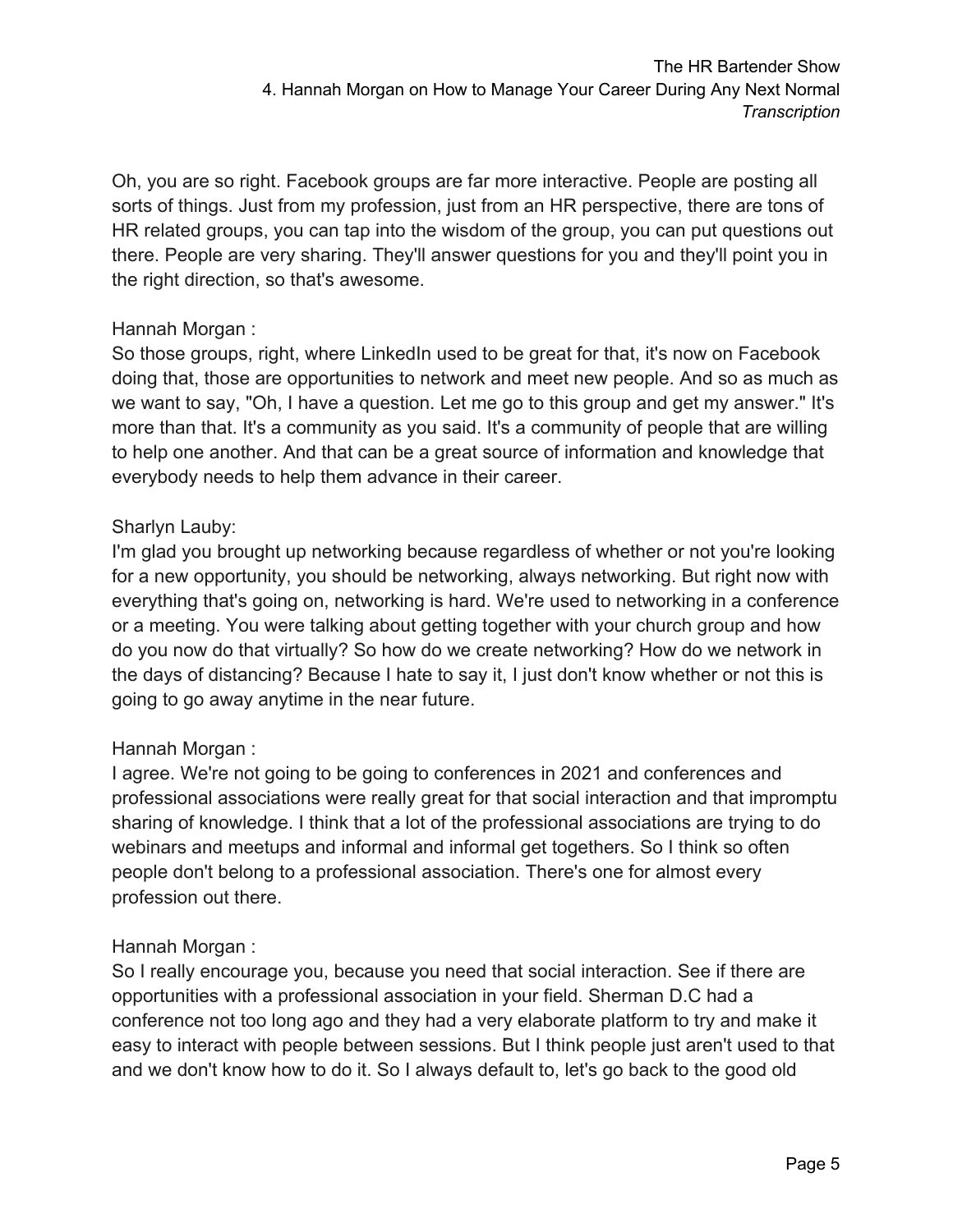Oh, you are so right. Facebook groups are far more interactive. People are posting all sorts of things. Just from my profession, just from an HR perspective, there are tons of HR related groups, you can tap into the wisdom of the group, you can put questions out there. People are very sharing. They'll answer questions for you and they'll point you in the right direction, so that's awesome.

Hannah Morgan :
So those groups, right, where LinkedIn used to be great for that, it's now on Facebook doing that, those are opportunities to network and meet new people. And so as much as we want to say, "Oh, I have a question. Let me go to this group and get my answer." It's more than that. It's a community as you said. It's a community of people that are willing to help one another. And that can be a great source of information and knowledge that everybody needs to help them advance in their career.

Sharlyn Lauby:
I'm glad you brought up networking because regardless of whether or not you're looking for a new opportunity, you should be networking, always networking. But right now with everything that's going on, networking is hard. We're used to networking in a conference or a meeting. You were talking about getting together with your church group and how do you now do that virtually? So how do we create networking? How do we network in the days of distancing? Because I hate to say it, I just don't know whether or not this is going to go away anytime in the near future.

Hannah Morgan :
I agree. We're not going to be going to conferences in 2021 and conferences and professional associations were really great for that social interaction and that impromptu sharing of knowledge. I think that a lot of the professional associations are trying to do webinars and meetups and informal and informal get togethers. So I think so often people don't belong to a professional association. There's one for almost every profession out there.

Hannah Morgan :
So I really encourage you, because you need that social interaction. See if there are opportunities with a professional association in your field. Sherman D.C had a conference not too long ago and they had a very elaborate platform to try and make it easy to interact with people between sessions. But I think people just aren't used to that and we don't know how to do it. So I always default to, let's go back to the good old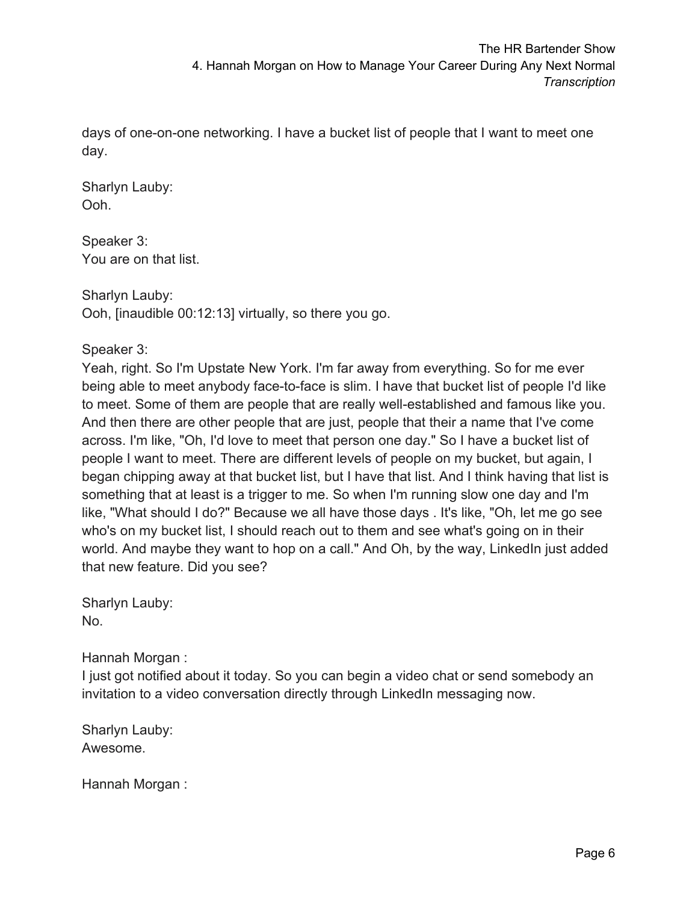days of one-on-one networking. I have a bucket list of people that I want to meet one day.

Sharlyn Lauby:
Ooh.

Speaker 3:
You are on that list.

Sharlyn Lauby:
Ooh, [inaudible 00:12:13] virtually, so there you go.

Speaker 3:
Yeah, right. So I'm Upstate New York. I'm far away from everything. So for me ever being able to meet anybody face-to-face is slim. I have that bucket list of people I'd like to meet. Some of them are people that are really well-established and famous like you. And then there are other people that are just, people that their a name that I've come across. I'm like, "Oh, I'd love to meet that person one day." So I have a bucket list of people I want to meet. There are different levels of people on my bucket, but again, I began chipping away at that bucket list, but I have that list. And I think having that list is something that at least is a trigger to me. So when I'm running slow one day and I'm like, "What should I do?" Because we all have those days . It's like, "Oh, let me go see who's on my bucket list, I should reach out to them and see what's going on in their world. And maybe they want to hop on a call." And Oh, by the way, LinkedIn just added that new feature. Did you see?

Sharlyn Lauby:
No.

Hannah Morgan :
I just got notified about it today. So you can begin a video chat or send somebody an invitation to a video conversation directly through LinkedIn messaging now.

Sharlyn Lauby:
Awesome.

Hannah Morgan :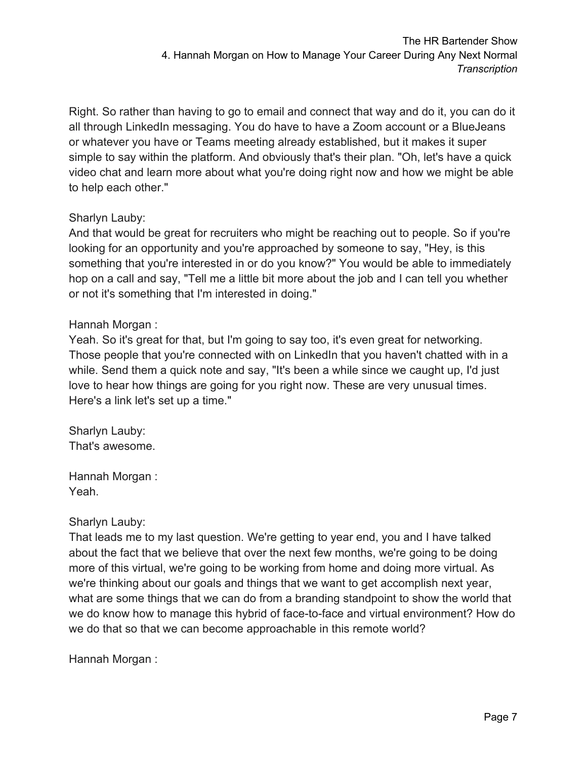Right. So rather than having to go to email and connect that way and do it, you can do it all through LinkedIn messaging. You do have to have a Zoom account or a BlueJeans or whatever you have or Teams meeting already established, but it makes it super simple to say within the platform. And obviously that's their plan. "Oh, let's have a quick video chat and learn more about what you're doing right now and how we might be able to help each other."

Sharlyn Lauby:
And that would be great for recruiters who might be reaching out to people. So if you're looking for an opportunity and you're approached by someone to say, "Hey, is this something that you're interested in or do you know?" You would be able to immediately hop on a call and say, "Tell me a little bit more about the job and I can tell you whether or not it's something that I'm interested in doing."

Hannah Morgan :
Yeah. So it's great for that, but I'm going to say too, it's even great for networking. Those people that you're connected with on LinkedIn that you haven't chatted with in a while. Send them a quick note and say, "It's been a while since we caught up, I'd just love to hear how things are going for you right now. These are very unusual times. Here's a link let's set up a time."

Sharlyn Lauby:
That's awesome.

Hannah Morgan :
Yeah.

Sharlyn Lauby:
That leads me to my last question. We're getting to year end, you and I have talked about the fact that we believe that over the next few months, we're going to be doing more of this virtual, we're going to be working from home and doing more virtual. As we're thinking about our goals and things that we want to get accomplish next year, what are some things that we can do from a branding standpoint to show the world that we do know how to manage this hybrid of face-to-face and virtual environment? How do we do that so that we can become approachable in this remote world?

Hannah Morgan :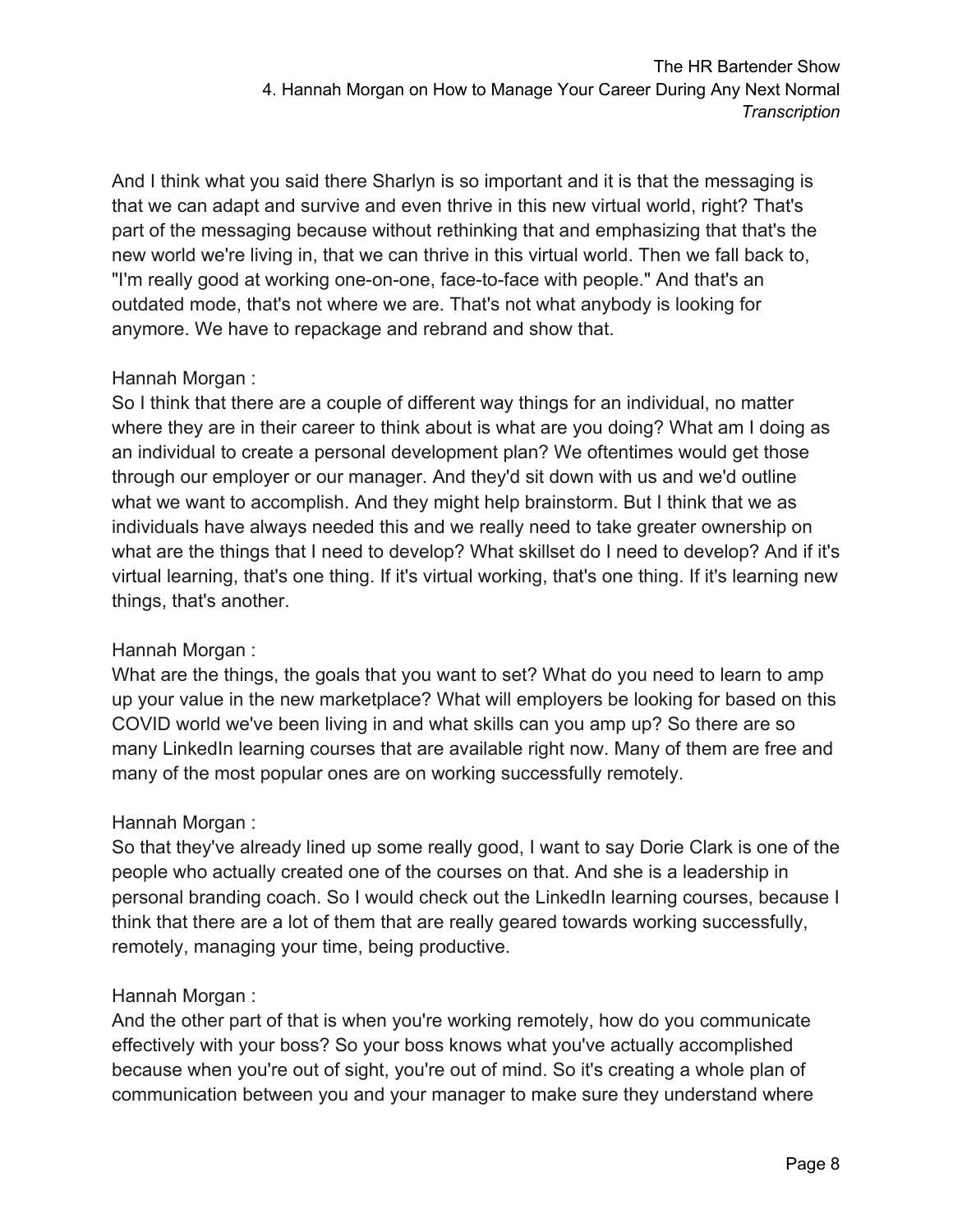And I think what you said there Sharlyn is so important and it is that the messaging is that we can adapt and survive and even thrive in this new virtual world, right? That's part of the messaging because without rethinking that and emphasizing that that's the new world we're living in, that we can thrive in this virtual world. Then we fall back to, "I'm really good at working one-on-one, face-to-face with people." And that's an outdated mode, that's not where we are. That's not what anybody is looking for anymore. We have to repackage and rebrand and show that.

Hannah Morgan :
So I think that there are a couple of different way things for an individual, no matter where they are in their career to think about is what are you doing? What am I doing as an individual to create a personal development plan? We oftentimes would get those through our employer or our manager. And they'd sit down with us and we'd outline what we want to accomplish. And they might help brainstorm. But I think that we as individuals have always needed this and we really need to take greater ownership on what are the things that I need to develop? What skillset do I need to develop? And if it's virtual learning, that's one thing. If it's virtual working, that's one thing. If it's learning new things, that's another.

Hannah Morgan :
What are the things, the goals that you want to set? What do you need to learn to amp up your value in the new marketplace? What will employers be looking for based on this COVID world we've been living in and what skills can you amp up? So there are so many LinkedIn learning courses that are available right now. Many of them are free and many of the most popular ones are on working successfully remotely.

Hannah Morgan :
So that they've already lined up some really good, I want to say Dorie Clark is one of the people who actually created one of the courses on that. And she is a leadership in personal branding coach. So I would check out the LinkedIn learning courses, because I think that there are a lot of them that are really geared towards working successfully, remotely, managing your time, being productive.

Hannah Morgan :
And the other part of that is when you're working remotely, how do you communicate effectively with your boss? So your boss knows what you've actually accomplished because when you're out of sight, you're out of mind. So it's creating a whole plan of communication between you and your manager to make sure they understand where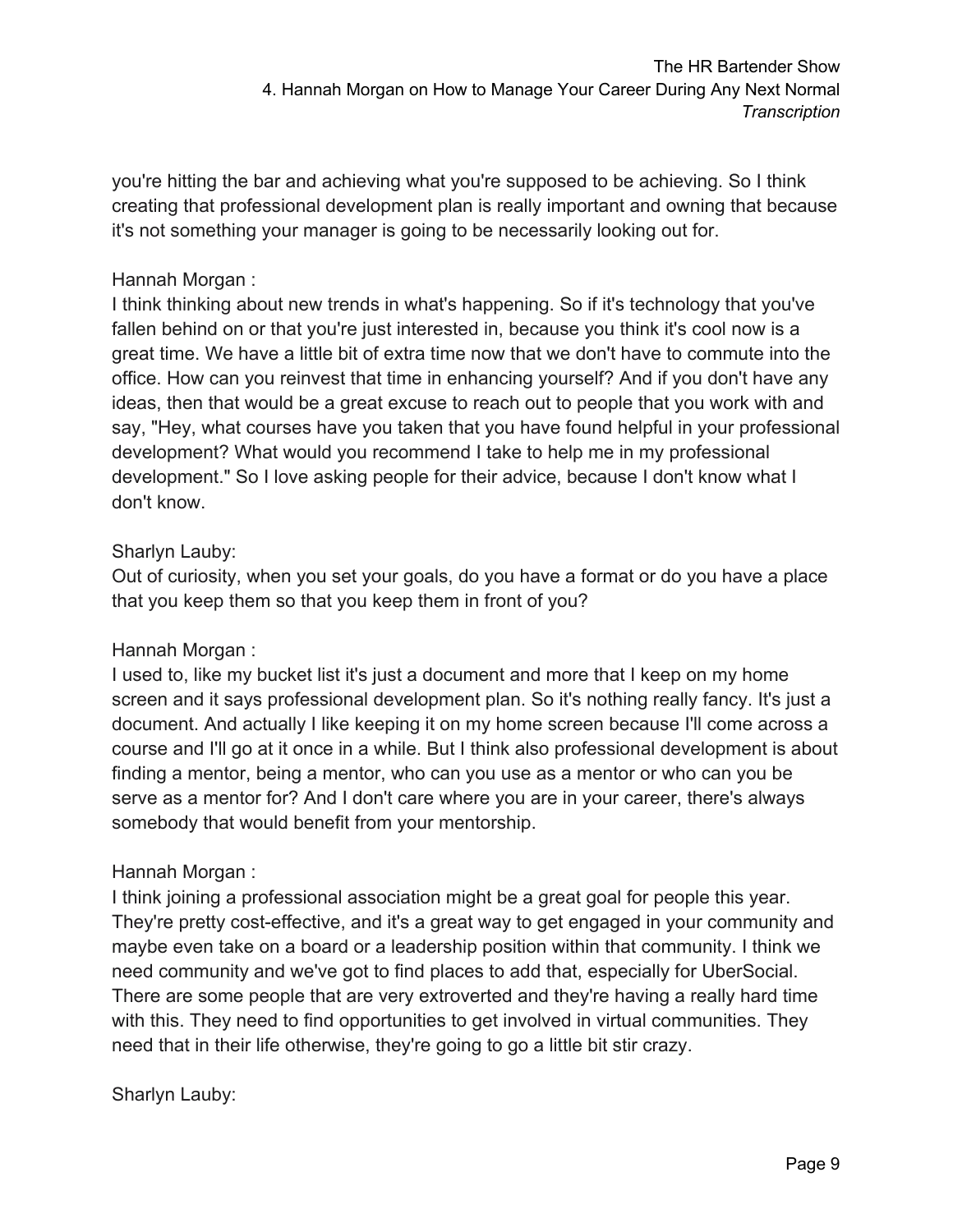you're hitting the bar and achieving what you're supposed to be achieving. So I think creating that professional development plan is really important and owning that because it's not something your manager is going to be necessarily looking out for.

Hannah Morgan :
I think thinking about new trends in what's happening. So if it's technology that you've fallen behind on or that you're just interested in, because you think it's cool now is a great time. We have a little bit of extra time now that we don't have to commute into the office. How can you reinvest that time in enhancing yourself? And if you don't have any ideas, then that would be a great excuse to reach out to people that you work with and say, "Hey, what courses have you taken that you have found helpful in your professional development? What would you recommend I take to help me in my professional development." So I love asking people for their advice, because I don't know what I don't know.

Sharlyn Lauby:
Out of curiosity, when you set your goals, do you have a format or do you have a place that you keep them so that you keep them in front of you?

Hannah Morgan :
I used to, like my bucket list it's just a document and more that I keep on my home screen and it says professional development plan. So it's nothing really fancy. It's just a document. And actually I like keeping it on my home screen because I'll come across a course and I'll go at it once in a while. But I think also professional development is about finding a mentor, being a mentor, who can you use as a mentor or who can you be serve as a mentor for? And I don't care where you are in your career, there's always somebody that would benefit from your mentorship.

Hannah Morgan :
I think joining a professional association might be a great goal for people this year. They're pretty cost-effective, and it's a great way to get engaged in your community and maybe even take on a board or a leadership position within that community. I think we need community and we've got to find places to add that, especially for UberSocial. There are some people that are very extroverted and they're having a really hard time with this. They need to find opportunities to get involved in virtual communities. They need that in their life otherwise, they're going to go a little bit stir crazy.

Sharlyn Lauby: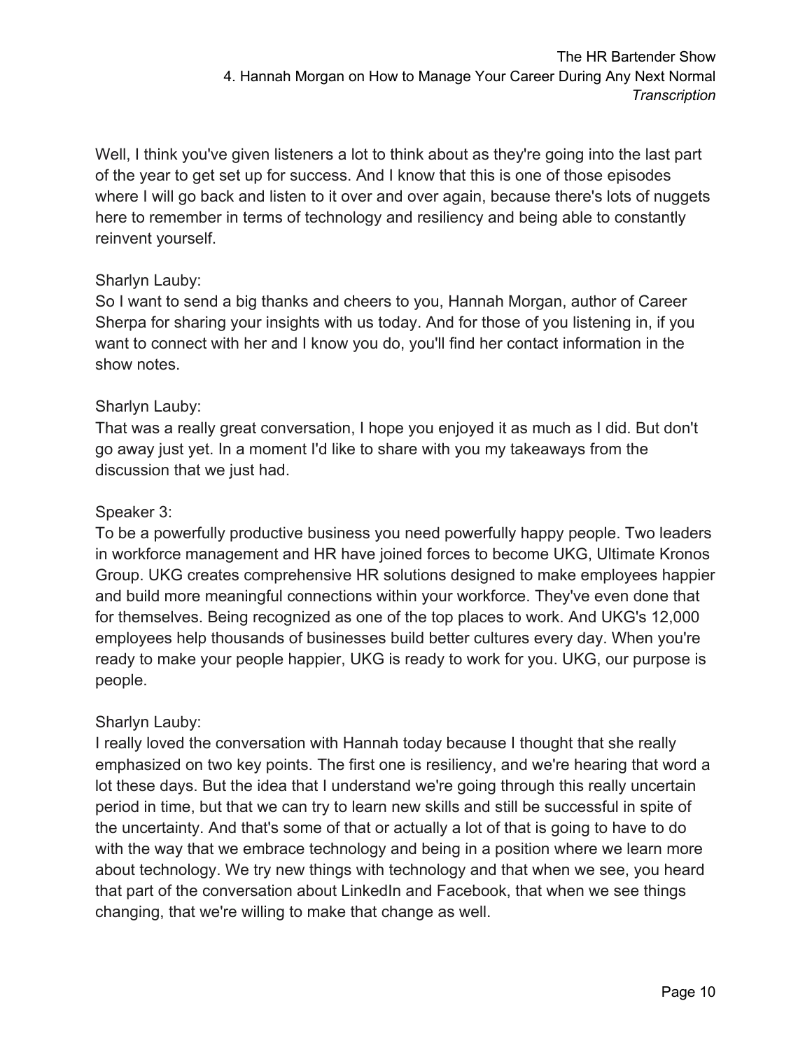Well, I think you've given listeners a lot to think about as they're going into the last part of the year to get set up for success. And I know that this is one of those episodes where I will go back and listen to it over and over again, because there's lots of nuggets here to remember in terms of technology and resiliency and being able to constantly reinvent yourself.

Sharlyn Lauby:
So I want to send a big thanks and cheers to you, Hannah Morgan, author of Career Sherpa for sharing your insights with us today. And for those of you listening in, if you want to connect with her and I know you do, you'll find her contact information in the show notes.

Sharlyn Lauby:
That was a really great conversation, I hope you enjoyed it as much as I did. But don't go away just yet. In a moment I'd like to share with you my takeaways from the discussion that we just had.

Speaker 3:
To be a powerfully productive business you need powerfully happy people. Two leaders in workforce management and HR have joined forces to become UKG, Ultimate Kronos Group. UKG creates comprehensive HR solutions designed to make employees happier and build more meaningful connections within your workforce. They've even done that for themselves. Being recognized as one of the top places to work. And UKG's 12,000 employees help thousands of businesses build better cultures every day. When you're ready to make your people happier, UKG is ready to work for you. UKG, our purpose is people.

Sharlyn Lauby:
I really loved the conversation with Hannah today because I thought that she really emphasized on two key points. The first one is resiliency, and we're hearing that word a lot these days. But the idea that I understand we're going through this really uncertain period in time, but that we can try to learn new skills and still be successful in spite of the uncertainty. And that's some of that or actually a lot of that is going to have to do with the way that we embrace technology and being in a position where we learn more about technology. We try new things with technology and that when we see, you heard that part of the conversation about LinkedIn and Facebook, that when we see things changing, that we're willing to make that change as well.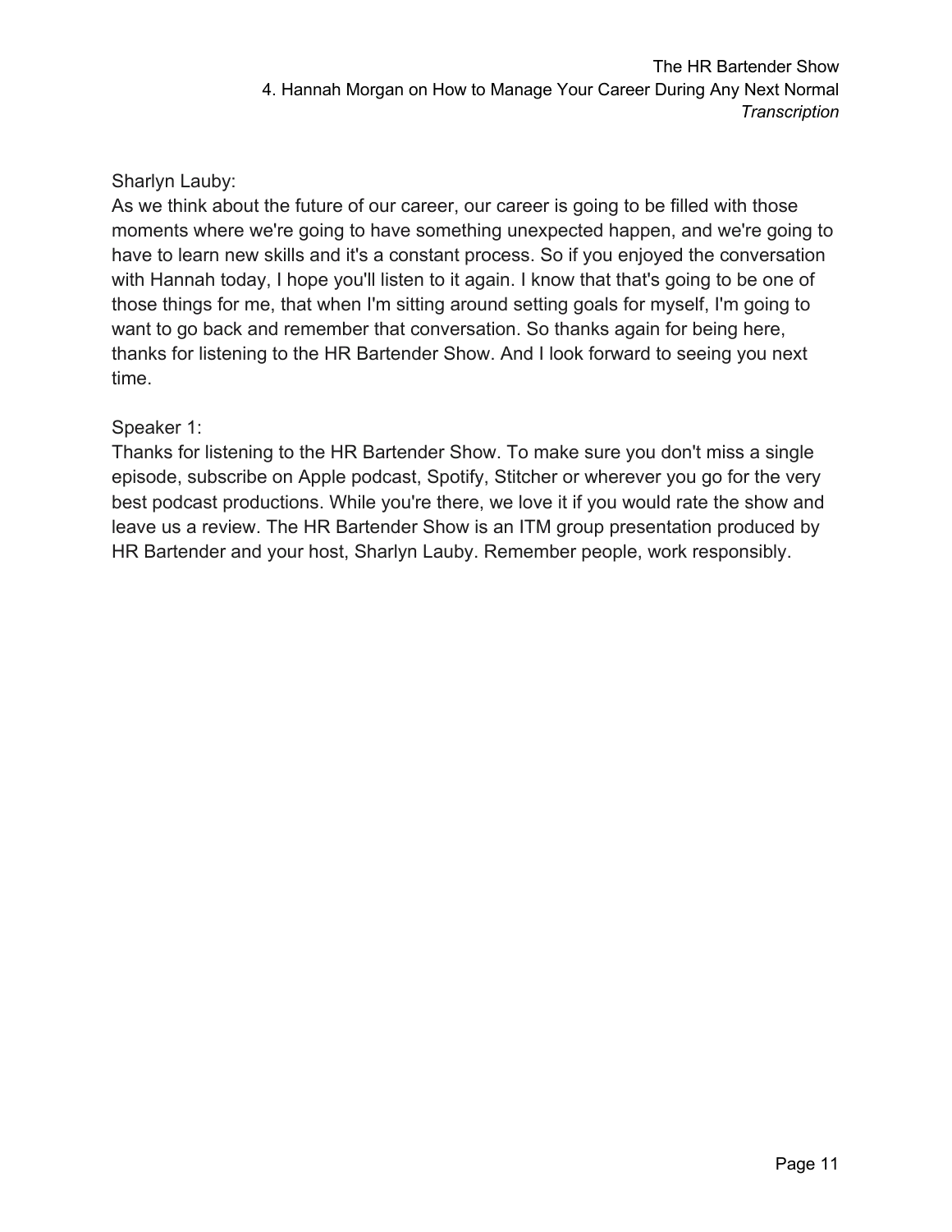Sharlyn Lauby:
As we think about the future of our career, our career is going to be filled with those moments where we're going to have something unexpected happen, and we're going to have to learn new skills and it's a constant process. So if you enjoyed the conversation with Hannah today, I hope you'll listen to it again. I know that that's going to be one of those things for me, that when I'm sitting around setting goals for myself, I'm going to want to go back and remember that conversation. So thanks again for being here, thanks for listening to the HR Bartender Show. And I look forward to seeing you next time.

Speaker 1:
Thanks for listening to the HR Bartender Show. To make sure you don't miss a single episode, subscribe on Apple podcast, Spotify, Stitcher or wherever you go for the very best podcast productions. While you're there, we love it if you would rate the show and leave us a review. The HR Bartender Show is an ITM group presentation produced by HR Bartender and your host, Sharlyn Lauby. Remember people, work responsibly.